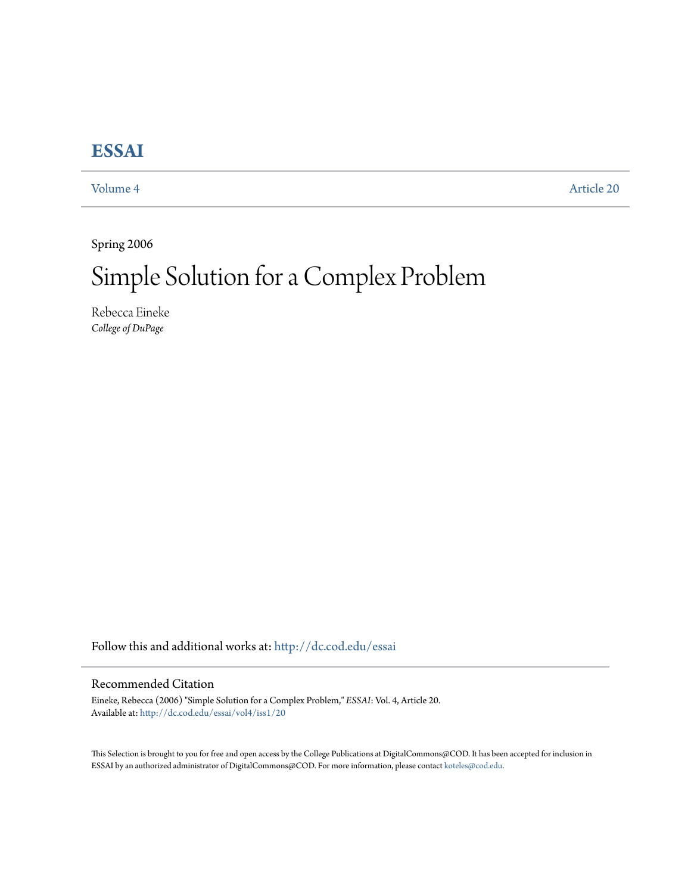# ESSAI

Volume 4 | Article 20

Spring 2006

# Simple Solution for a Complex Problem

Rebecca Eineke
*College of DuPage*

Follow this and additional works at: http://dc.cod.edu/essai

## Recommended Citation

Eineke, Rebecca (2006) "Simple Solution for a Complex Problem," *ESSAI*: Vol. 4, Article 20.
Available at: http://dc.cod.edu/essai/vol4/iss1/20

This Selection is brought to you for free and open access by the College Publications at DigitalCommons@COD. It has been accepted for inclusion in ESSAI by an authorized administrator of DigitalCommons@COD. For more information, please contact koteles@cod.edu.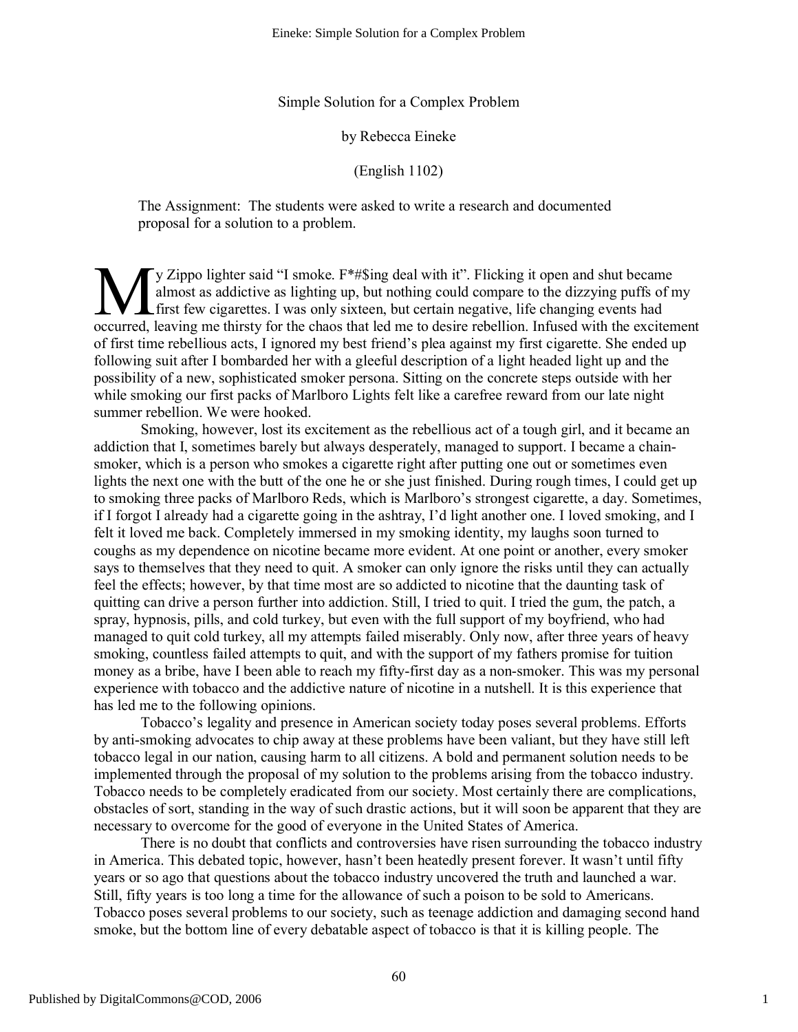Simple Solution for a Complex Problem

by Rebecca Eineke

(English 1102)

The Assignment: The students were asked to write a research and documented proposal for a solution to a problem.

My Zippo lighter said "I smoke. F*#$ing deal with it". Flicking it open and shut became almost as addictive as lighting up, but nothing could compare to the dizzying puffs of my first few cigarettes. I was only sixteen, but certain negative, life changing events had occurred, leaving me thirsty for the chaos that led me to desire rebellion. Infused with the excitement of first time rebellious acts, I ignored my best friend's plea against my first cigarette. She ended up following suit after I bombarded her with a gleeful description of a light headed light up and the possibility of a new, sophisticated smoker persona. Sitting on the concrete steps outside with her while smoking our first packs of Marlboro Lights felt like a carefree reward from our late night summer rebellion. We were hooked.

Smoking, however, lost its excitement as the rebellious act of a tough girl, and it became an addiction that I, sometimes barely but always desperately, managed to support. I became a chain-smoker, which is a person who smokes a cigarette right after putting one out or sometimes even lights the next one with the butt of the one he or she just finished. During rough times, I could get up to smoking three packs of Marlboro Reds, which is Marlboro's strongest cigarette, a day. Sometimes, if I forgot I already had a cigarette going in the ashtray, I'd light another one. I loved smoking, and I felt it loved me back. Completely immersed in my smoking identity, my laughs soon turned to coughs as my dependence on nicotine became more evident. At one point or another, every smoker says to themselves that they need to quit. A smoker can only ignore the risks until they can actually feel the effects; however, by that time most are so addicted to nicotine that the daunting task of quitting can drive a person further into addiction. Still, I tried to quit. I tried the gum, the patch, a spray, hypnosis, pills, and cold turkey, but even with the full support of my boyfriend, who had managed to quit cold turkey, all my attempts failed miserably. Only now, after three years of heavy smoking, countless failed attempts to quit, and with the support of my fathers promise for tuition money as a bribe, have I been able to reach my fifty-first day as a non-smoker. This was my personal experience with tobacco and the addictive nature of nicotine in a nutshell. It is this experience that has led me to the following opinions.

Tobacco's legality and presence in American society today poses several problems. Efforts by anti-smoking advocates to chip away at these problems have been valiant, but they have still left tobacco legal in our nation, causing harm to all citizens. A bold and permanent solution needs to be implemented through the proposal of my solution to the problems arising from the tobacco industry. Tobacco needs to be completely eradicated from our society. Most certainly there are complications, obstacles of sort, standing in the way of such drastic actions, but it will soon be apparent that they are necessary to overcome for the good of everyone in the United States of America.

There is no doubt that conflicts and controversies have risen surrounding the tobacco industry in America. This debated topic, however, hasn't been heatedly present forever. It wasn't until fifty years or so ago that questions about the tobacco industry uncovered the truth and launched a war. Still, fifty years is too long a time for the allowance of such a poison to be sold to Americans. Tobacco poses several problems to our society, such as teenage addiction and damaging second hand smoke, but the bottom line of every debatable aspect of tobacco is that it is killing people. The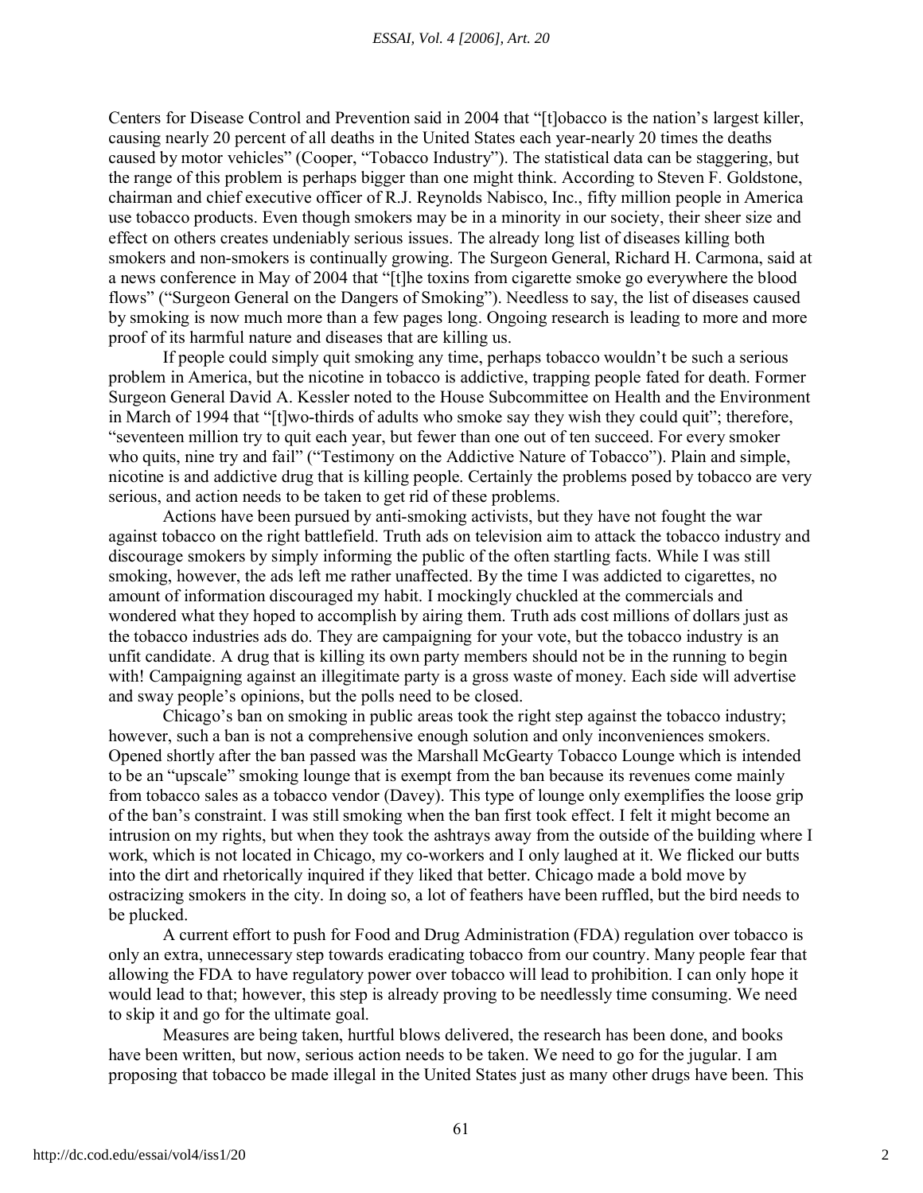Centers for Disease Control and Prevention said in 2004 that "[t]obacco is the nation's largest killer, causing nearly 20 percent of all deaths in the United States each year-nearly 20 times the deaths caused by motor vehicles" (Cooper, "Tobacco Industry"). The statistical data can be staggering, but the range of this problem is perhaps bigger than one might think. According to Steven F. Goldstone, chairman and chief executive officer of R.J. Reynolds Nabisco, Inc., fifty million people in America use tobacco products. Even though smokers may be in a minority in our society, their sheer size and effect on others creates undeniably serious issues. The already long list of diseases killing both smokers and non-smokers is continually growing. The Surgeon General, Richard H. Carmona, said at a news conference in May of 2004 that "[t]he toxins from cigarette smoke go everywhere the blood flows" ("Surgeon General on the Dangers of Smoking"). Needless to say, the list of diseases caused by smoking is now much more than a few pages long. Ongoing research is leading to more and more proof of its harmful nature and diseases that are killing us.

If people could simply quit smoking any time, perhaps tobacco wouldn't be such a serious problem in America, but the nicotine in tobacco is addictive, trapping people fated for death. Former Surgeon General David A. Kessler noted to the House Subcommittee on Health and the Environment in March of 1994 that "[t]wo-thirds of adults who smoke say they wish they could quit"; therefore, "seventeen million try to quit each year, but fewer than one out of ten succeed. For every smoker who quits, nine try and fail" ("Testimony on the Addictive Nature of Tobacco"). Plain and simple, nicotine is and addictive drug that is killing people. Certainly the problems posed by tobacco are very serious, and action needs to be taken to get rid of these problems.

Actions have been pursued by anti-smoking activists, but they have not fought the war against tobacco on the right battlefield. Truth ads on television aim to attack the tobacco industry and discourage smokers by simply informing the public of the often startling facts. While I was still smoking, however, the ads left me rather unaffected. By the time I was addicted to cigarettes, no amount of information discouraged my habit. I mockingly chuckled at the commercials and wondered what they hoped to accomplish by airing them. Truth ads cost millions of dollars just as the tobacco industries ads do. They are campaigning for your vote, but the tobacco industry is an unfit candidate. A drug that is killing its own party members should not be in the running to begin with! Campaigning against an illegitimate party is a gross waste of money. Each side will advertise and sway people's opinions, but the polls need to be closed.

Chicago's ban on smoking in public areas took the right step against the tobacco industry; however, such a ban is not a comprehensive enough solution and only inconveniences smokers. Opened shortly after the ban passed was the Marshall McGearty Tobacco Lounge which is intended to be an "upscale" smoking lounge that is exempt from the ban because its revenues come mainly from tobacco sales as a tobacco vendor (Davey). This type of lounge only exemplifies the loose grip of the ban's constraint. I was still smoking when the ban first took effect. I felt it might become an intrusion on my rights, but when they took the ashtrays away from the outside of the building where I work, which is not located in Chicago, my co-workers and I only laughed at it. We flicked our butts into the dirt and rhetorically inquired if they liked that better. Chicago made a bold move by ostracizing smokers in the city. In doing so, a lot of feathers have been ruffled, but the bird needs to be plucked.

A current effort to push for Food and Drug Administration (FDA) regulation over tobacco is only an extra, unnecessary step towards eradicating tobacco from our country. Many people fear that allowing the FDA to have regulatory power over tobacco will lead to prohibition. I can only hope it would lead to that; however, this step is already proving to be needlessly time consuming. We need to skip it and go for the ultimate goal.

Measures are being taken, hurtful blows delivered, the research has been done, and books have been written, but now, serious action needs to be taken. We need to go for the jugular. I am proposing that tobacco be made illegal in the United States just as many other drugs have been. This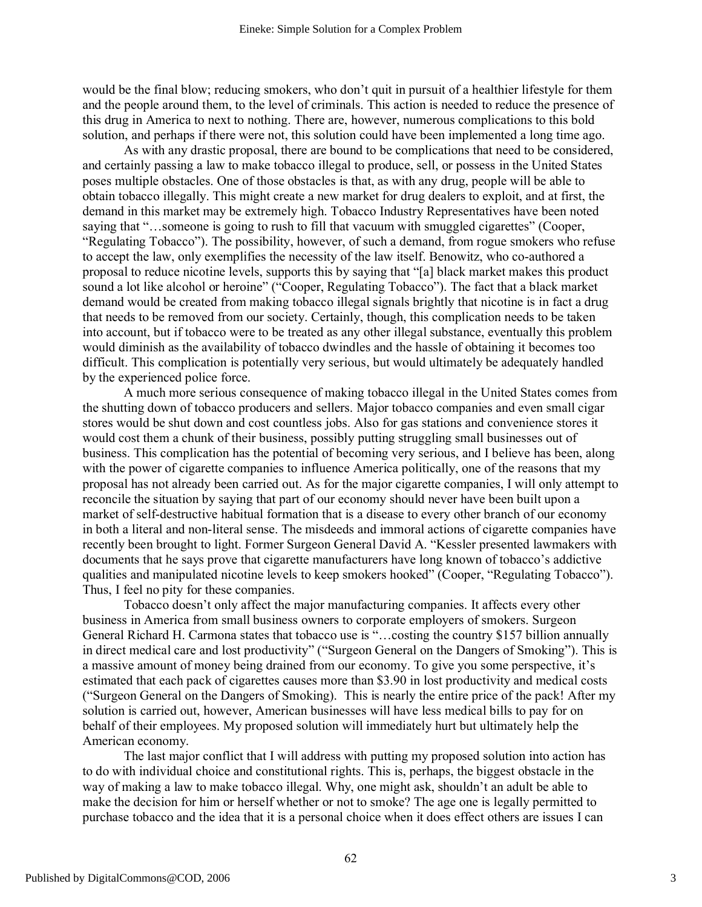would be the final blow; reducing smokers, who don't quit in pursuit of a healthier lifestyle for them and the people around them, to the level of criminals. This action is needed to reduce the presence of this drug in America to next to nothing. There are, however, numerous complications to this bold solution, and perhaps if there were not, this solution could have been implemented a long time ago.

As with any drastic proposal, there are bound to be complications that need to be considered, and certainly passing a law to make tobacco illegal to produce, sell, or possess in the United States poses multiple obstacles. One of those obstacles is that, as with any drug, people will be able to obtain tobacco illegally. This might create a new market for drug dealers to exploit, and at first, the demand in this market may be extremely high. Tobacco Industry Representatives have been noted saying that "…someone is going to rush to fill that vacuum with smuggled cigarettes" (Cooper, "Regulating Tobacco"). The possibility, however, of such a demand, from rogue smokers who refuse to accept the law, only exemplifies the necessity of the law itself. Benowitz, who co-authored a proposal to reduce nicotine levels, supports this by saying that "[a] black market makes this product sound a lot like alcohol or heroine" ("Cooper, Regulating Tobacco"). The fact that a black market demand would be created from making tobacco illegal signals brightly that nicotine is in fact a drug that needs to be removed from our society. Certainly, though, this complication needs to be taken into account, but if tobacco were to be treated as any other illegal substance, eventually this problem would diminish as the availability of tobacco dwindles and the hassle of obtaining it becomes too difficult. This complication is potentially very serious, but would ultimately be adequately handled by the experienced police force.

A much more serious consequence of making tobacco illegal in the United States comes from the shutting down of tobacco producers and sellers. Major tobacco companies and even small cigar stores would be shut down and cost countless jobs. Also for gas stations and convenience stores it would cost them a chunk of their business, possibly putting struggling small businesses out of business. This complication has the potential of becoming very serious, and I believe has been, along with the power of cigarette companies to influence America politically, one of the reasons that my proposal has not already been carried out. As for the major cigarette companies, I will only attempt to reconcile the situation by saying that part of our economy should never have been built upon a market of self-destructive habitual formation that is a disease to every other branch of our economy in both a literal and non-literal sense. The misdeeds and immoral actions of cigarette companies have recently been brought to light. Former Surgeon General David A. "Kessler presented lawmakers with documents that he says prove that cigarette manufacturers have long known of tobacco's addictive qualities and manipulated nicotine levels to keep smokers hooked" (Cooper, "Regulating Tobacco"). Thus, I feel no pity for these companies.

Tobacco doesn't only affect the major manufacturing companies. It affects every other business in America from small business owners to corporate employers of smokers. Surgeon General Richard H. Carmona states that tobacco use is "…costing the country $157 billion annually in direct medical care and lost productivity" ("Surgeon General on the Dangers of Smoking"). This is a massive amount of money being drained from our economy. To give you some perspective, it's estimated that each pack of cigarettes causes more than $3.90 in lost productivity and medical costs ("Surgeon General on the Dangers of Smoking). This is nearly the entire price of the pack! After my solution is carried out, however, American businesses will have less medical bills to pay for on behalf of their employees. My proposed solution will immediately hurt but ultimately help the American economy.

The last major conflict that I will address with putting my proposed solution into action has to do with individual choice and constitutional rights. This is, perhaps, the biggest obstacle in the way of making a law to make tobacco illegal. Why, one might ask, shouldn't an adult be able to make the decision for him or herself whether or not to smoke? The age one is legally permitted to purchase tobacco and the idea that it is a personal choice when it does effect others are issues I can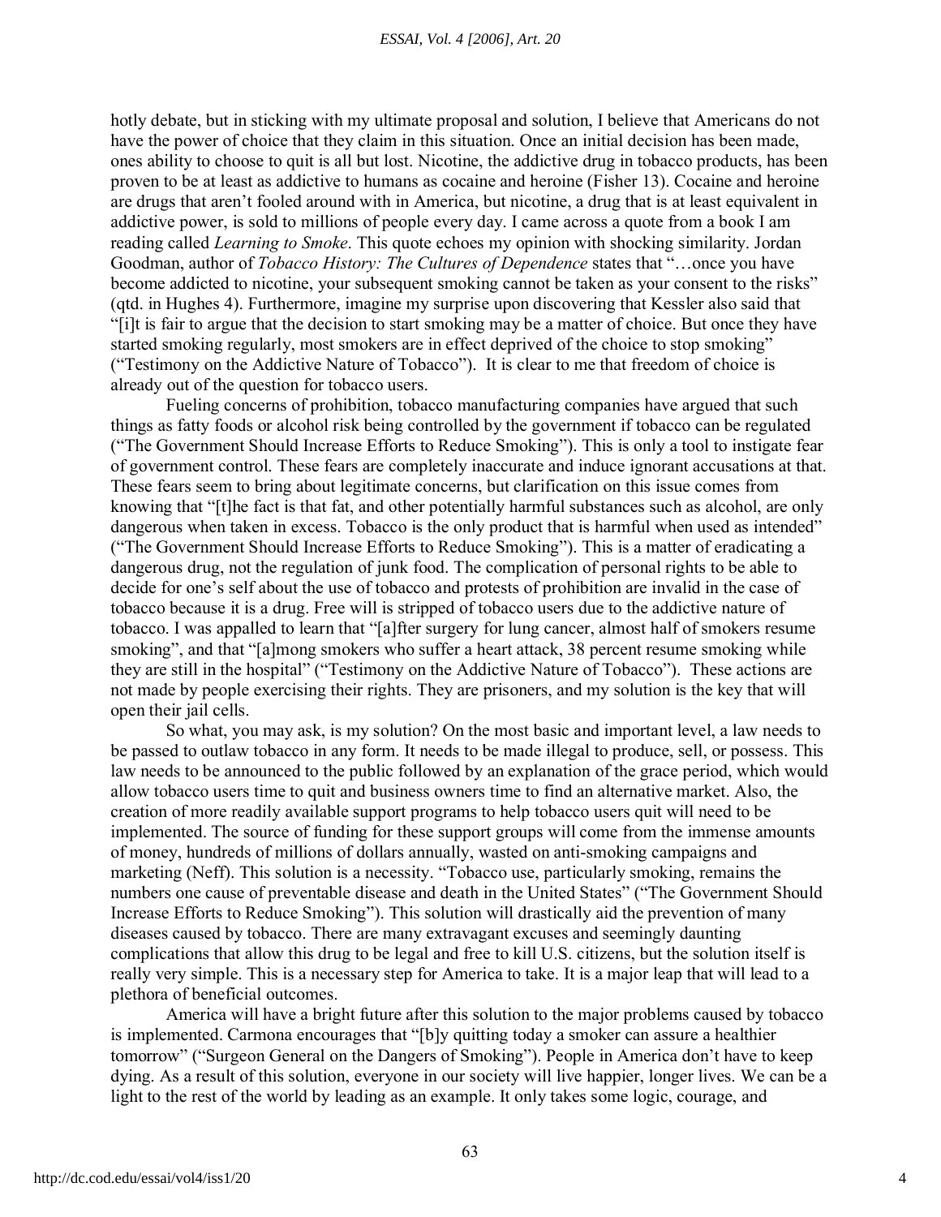hotly debate, but in sticking with my ultimate proposal and solution, I believe that Americans do not have the power of choice that they claim in this situation. Once an initial decision has been made, ones ability to choose to quit is all but lost. Nicotine, the addictive drug in tobacco products, has been proven to be at least as addictive to humans as cocaine and heroine (Fisher 13). Cocaine and heroine are drugs that aren't fooled around with in America, but nicotine, a drug that is at least equivalent in addictive power, is sold to millions of people every day. I came across a quote from a book I am reading called *Learning to Smoke*. This quote echoes my opinion with shocking similarity. Jordan Goodman, author of *Tobacco History: The Cultures of Dependence* states that "…once you have become addicted to nicotine, your subsequent smoking cannot be taken as your consent to the risks" (qtd. in Hughes 4). Furthermore, imagine my surprise upon discovering that Kessler also said that "[i]t is fair to argue that the decision to start smoking may be a matter of choice. But once they have started smoking regularly, most smokers are in effect deprived of the choice to stop smoking" ("Testimony on the Addictive Nature of Tobacco"). It is clear to me that freedom of choice is already out of the question for tobacco users.

Fueling concerns of prohibition, tobacco manufacturing companies have argued that such things as fatty foods or alcohol risk being controlled by the government if tobacco can be regulated ("The Government Should Increase Efforts to Reduce Smoking"). This is only a tool to instigate fear of government control. These fears are completely inaccurate and induce ignorant accusations at that. These fears seem to bring about legitimate concerns, but clarification on this issue comes from knowing that "[t]he fact is that fat, and other potentially harmful substances such as alcohol, are only dangerous when taken in excess. Tobacco is the only product that is harmful when used as intended" ("The Government Should Increase Efforts to Reduce Smoking"). This is a matter of eradicating a dangerous drug, not the regulation of junk food. The complication of personal rights to be able to decide for one's self about the use of tobacco and protests of prohibition are invalid in the case of tobacco because it is a drug. Free will is stripped of tobacco users due to the addictive nature of tobacco. I was appalled to learn that "[a]fter surgery for lung cancer, almost half of smokers resume smoking", and that "[a]mong smokers who suffer a heart attack, 38 percent resume smoking while they are still in the hospital" ("Testimony on the Addictive Nature of Tobacco"). These actions are not made by people exercising their rights. They are prisoners, and my solution is the key that will open their jail cells.

So what, you may ask, is my solution? On the most basic and important level, a law needs to be passed to outlaw tobacco in any form. It needs to be made illegal to produce, sell, or possess. This law needs to be announced to the public followed by an explanation of the grace period, which would allow tobacco users time to quit and business owners time to find an alternative market. Also, the creation of more readily available support programs to help tobacco users quit will need to be implemented. The source of funding for these support groups will come from the immense amounts of money, hundreds of millions of dollars annually, wasted on anti-smoking campaigns and marketing (Neff). This solution is a necessity. "Tobacco use, particularly smoking, remains the numbers one cause of preventable disease and death in the United States" ("The Government Should Increase Efforts to Reduce Smoking"). This solution will drastically aid the prevention of many diseases caused by tobacco. There are many extravagant excuses and seemingly daunting complications that allow this drug to be legal and free to kill U.S. citizens, but the solution itself is really very simple. This is a necessary step for America to take. It is a major leap that will lead to a plethora of beneficial outcomes.

America will have a bright future after this solution to the major problems caused by tobacco is implemented. Carmona encourages that "[b]y quitting today a smoker can assure a healthier tomorrow" ("Surgeon General on the Dangers of Smoking"). People in America don't have to keep dying. As a result of this solution, everyone in our society will live happier, longer lives. We can be a light to the rest of the world by leading as an example. It only takes some logic, courage, and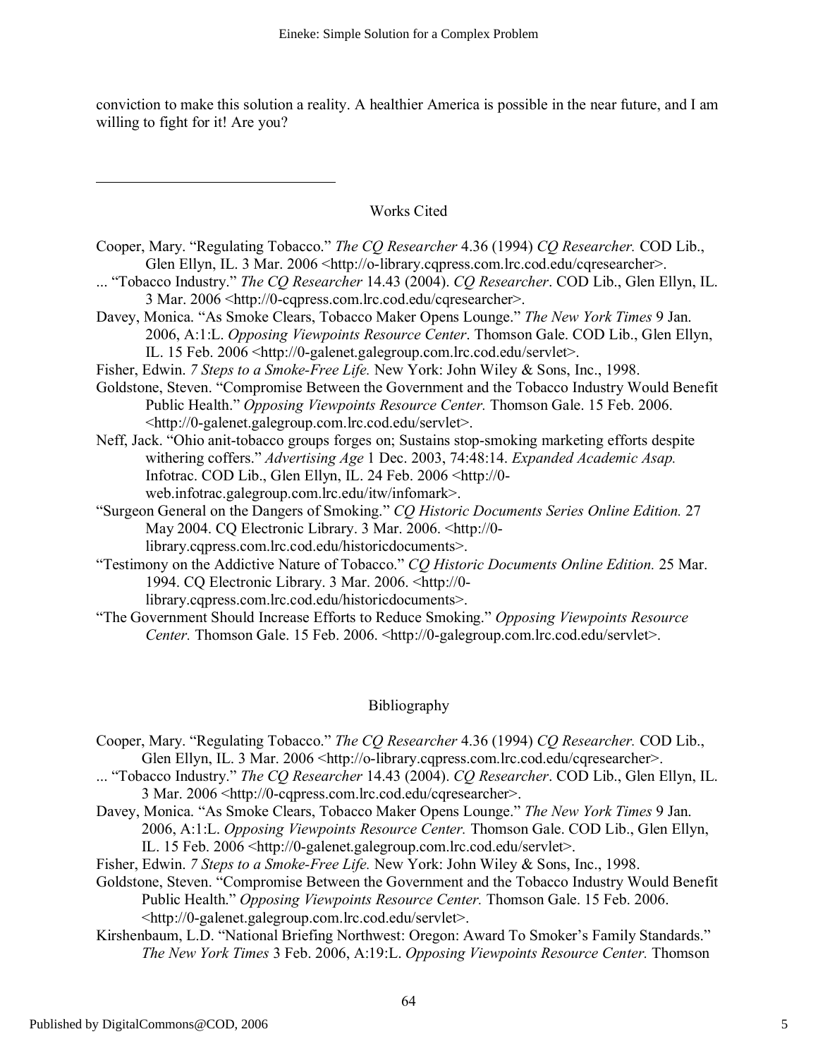conviction to make this solution a reality. A healthier America is possible in the near future, and I am willing to fight for it! Are you?

---

## Works Cited

Cooper, Mary. "Regulating Tobacco." *The CQ Researcher* 4.36 (1994) *CQ Researcher.* COD Lib., Glen Ellyn, IL. 3 Mar. 2006 <http://o-library.cqpress.com.lrc.cod.edu/cqresearcher>.

... "Tobacco Industry." *The CQ Researcher* 14.43 (2004). *CQ Researcher*. COD Lib., Glen Ellyn, IL. 3 Mar. 2006 <http://0-cqpress.com.lrc.cod.edu/cqresearcher>.

Davey, Monica. "As Smoke Clears, Tobacco Maker Opens Lounge." *The New York Times* 9 Jan. 2006, A:1:L. *Opposing Viewpoints Resource Center*. Thomson Gale. COD Lib., Glen Ellyn, IL. 15 Feb. 2006 <http://0-galenet.galegroup.com.lrc.cod.edu/servlet>.

Fisher, Edwin. *7 Steps to a Smoke-Free Life.* New York: John Wiley & Sons, Inc., 1998.

Goldstone, Steven. "Compromise Between the Government and the Tobacco Industry Would Benefit Public Health." *Opposing Viewpoints Resource Center.* Thomson Gale. 15 Feb. 2006. <http://0-galenet.galegroup.com.lrc.cod.edu/servlet>.

Neff, Jack. "Ohio anit-tobacco groups forges on; Sustains stop-smoking marketing efforts despite withering coffers." *Advertising Age* 1 Dec. 2003, 74:48:14. *Expanded Academic Asap.* Infotrac. COD Lib., Glen Ellyn, IL. 24 Feb. 2006 <http://0-web.infotrac.galegroup.com.lrc.edu/itw/infomark>.

"Surgeon General on the Dangers of Smoking." *CQ Historic Documents Series Online Edition.* 27 May 2004. CQ Electronic Library. 3 Mar. 2006. <http://0-library.cqpress.com.lrc.cod.edu/historicdocuments>.

"Testimony on the Addictive Nature of Tobacco." *CQ Historic Documents Online Edition.* 25 Mar. 1994. CQ Electronic Library. 3 Mar. 2006. <http://0-library.cqpress.com.lrc.cod.edu/historicdocuments>.

"The Government Should Increase Efforts to Reduce Smoking." *Opposing Viewpoints Resource Center.* Thomson Gale. 15 Feb. 2006. <http://0-galegroup.com.lrc.cod.edu/servlet>.

## Bibliography

Cooper, Mary. "Regulating Tobacco." *The CQ Researcher* 4.36 (1994) *CQ Researcher.* COD Lib., Glen Ellyn, IL. 3 Mar. 2006 <http://o-library.cqpress.com.lrc.cod.edu/cqresearcher>.

... "Tobacco Industry." *The CQ Researcher* 14.43 (2004). *CQ Researcher*. COD Lib., Glen Ellyn, IL. 3 Mar. 2006 <http://0-cqpress.com.lrc.cod.edu/cqresearcher>.

Davey, Monica. "As Smoke Clears, Tobacco Maker Opens Lounge." *The New York Times* 9 Jan. 2006, A:1:L. *Opposing Viewpoints Resource Center.* Thomson Gale. COD Lib., Glen Ellyn, IL. 15 Feb. 2006 <http://0-galenet.galegroup.com.lrc.cod.edu/servlet>.

Fisher, Edwin. *7 Steps to a Smoke-Free Life.* New York: John Wiley & Sons, Inc., 1998.

Goldstone, Steven. "Compromise Between the Government and the Tobacco Industry Would Benefit Public Health." *Opposing Viewpoints Resource Center.* Thomson Gale. 15 Feb. 2006. <http://0-galenet.galegroup.com.lrc.cod.edu/servlet>.

Kirshenbaum, L.D. "National Briefing Northwest: Oregon: Award To Smoker's Family Standards." *The New York Times* 3 Feb. 2006, A:19:L. *Opposing Viewpoints Resource Center.* Thomson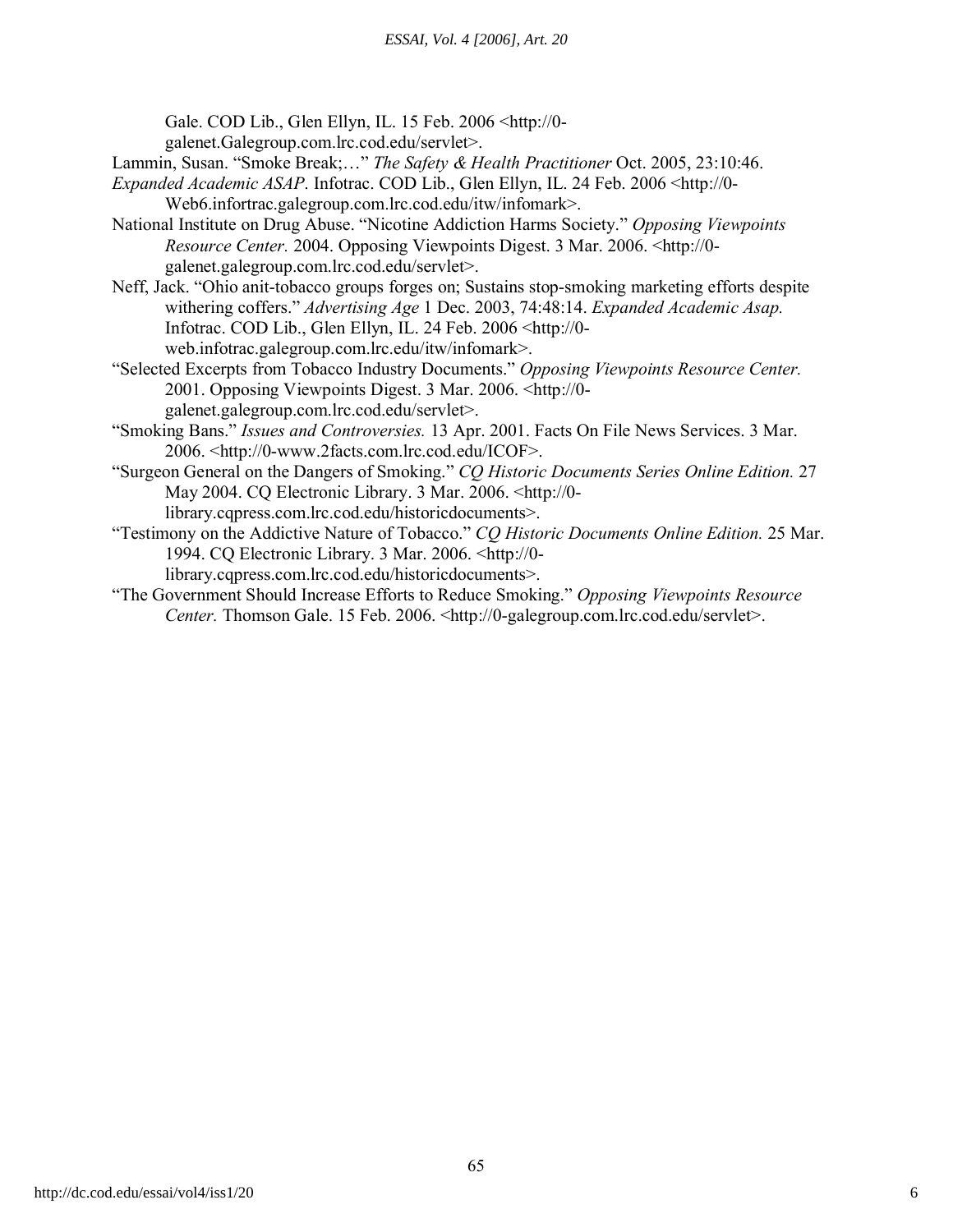Gale. COD Lib., Glen Ellyn, IL. 15 Feb. 2006 <http://0-galenet.Galegroup.com.lrc.cod.edu/servlet>.

Lammin, Susan. "Smoke Break;…" *The Safety & Health Practitioner* Oct. 2005, 23:10:46. *Expanded Academic ASAP*. Infotrac. COD Lib., Glen Ellyn, IL. 24 Feb. 2006 <http://0-Web6.infortrac.galegroup.com.lrc.cod.edu/itw/infomark>.

National Institute on Drug Abuse. "Nicotine Addiction Harms Society." *Opposing Viewpoints Resource Center.* 2004. Opposing Viewpoints Digest. 3 Mar. 2006. <http://0-galenet.galegroup.com.lrc.cod.edu/servlet>.

Neff, Jack. "Ohio anit-tobacco groups forges on; Sustains stop-smoking marketing efforts despite withering coffers." *Advertising Age* 1 Dec. 2003, 74:48:14. *Expanded Academic Asap.* Infotrac. COD Lib., Glen Ellyn, IL. 24 Feb. 2006 <http://0-web.infotrac.galegroup.com.lrc.cod.edu/itw/infomark>.

"Selected Excerpts from Tobacco Industry Documents." *Opposing Viewpoints Resource Center.* 2001. Opposing Viewpoints Digest. 3 Mar. 2006. <http://0-galenet.galegroup.com.lrc.cod.edu/servlet>.

"Smoking Bans." *Issues and Controversies.* 13 Apr. 2001. Facts On File News Services. 3 Mar. 2006. <http://0-www.2facts.com.lrc.cod.edu/ICOF>.

"Surgeon General on the Dangers of Smoking." *CQ Historic Documents Series Online Edition.* 27 May 2004. CQ Electronic Library. 3 Mar. 2006. <http://0-library.cqpress.com.lrc.cod.edu/historicdocuments>.

"Testimony on the Addictive Nature of Tobacco." *CQ Historic Documents Online Edition.* 25 Mar. 1994. CQ Electronic Library. 3 Mar. 2006. <http://0-library.cqpress.com.lrc.cod.edu/historicdocuments>.

"The Government Should Increase Efforts to Reduce Smoking." *Opposing Viewpoints Resource Center.* Thomson Gale. 15 Feb. 2006. <http://0-galegroup.com.lrc.cod.edu/servlet>.